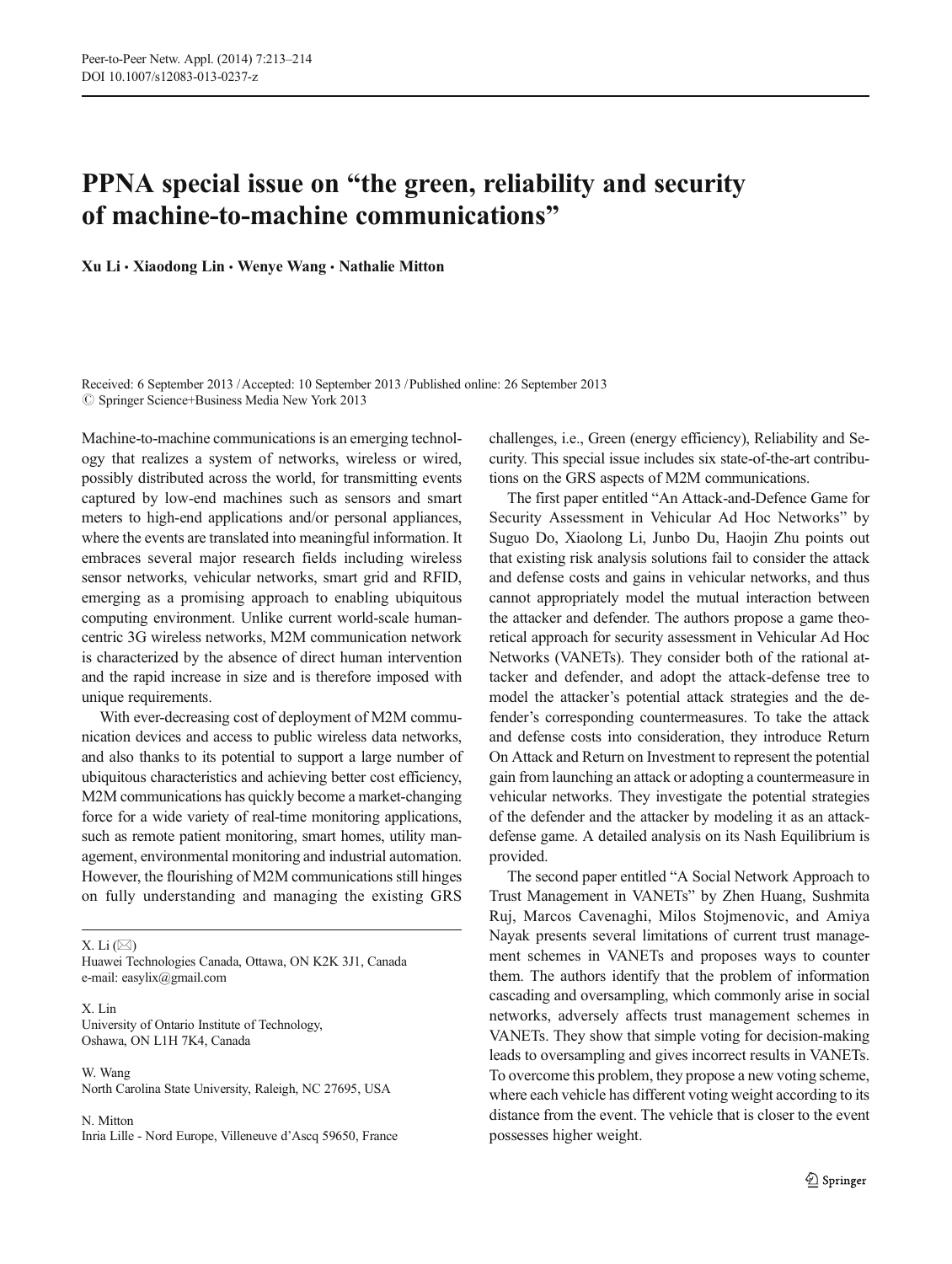# PPNA special issue on "the green, reliability and security of machine-to-machine communications"

**Xu Li · Xiaodong Lin · Wenye Wang · Nathalie Mitton**

Received: 6 September 2013 / Accepted: 10 September 2013 / Published online: 26 September 2013
© Springer Science+Business Media New York 2013

Machine-to-machine communications is an emerging technology that realizes a system of networks, wireless or wired, possibly distributed across the world, for transmitting events captured by low-end machines such as sensors and smart meters to high-end applications and/or personal appliances, where the events are translated into meaningful information. It embraces several major research fields including wireless sensor networks, vehicular networks, smart grid and RFID, emerging as a promising approach to enabling ubiquitous computing environment. Unlike current world-scale human-centric 3G wireless networks, M2M communication network is characterized by the absence of direct human intervention and the rapid increase in size and is therefore imposed with unique requirements.

With ever-decreasing cost of deployment of M2M communication devices and access to public wireless data networks, and also thanks to its potential to support a large number of ubiquitous characteristics and achieving better cost efficiency, M2M communications has quickly become a market-changing force for a wide variety of real-time monitoring applications, such as remote patient monitoring, smart homes, utility management, environmental monitoring and industrial automation. However, the flourishing of M2M communications still hinges on fully understanding and managing the existing GRS challenges, i.e., Green (energy efficiency), Reliability and Security. This special issue includes six state-of-the-art contributions on the GRS aspects of M2M communications.

The first paper entitled "An Attack-and-Defence Game for Security Assessment in Vehicular Ad Hoc Networks" by Suguo Do, Xiaolong Li, Junbo Du, Haojin Zhu points out that existing risk analysis solutions fail to consider the attack and defense costs and gains in vehicular networks, and thus cannot appropriately model the mutual interaction between the attacker and defender. The authors propose a game theoretical approach for security assessment in Vehicular Ad Hoc Networks (VANETs). They consider both of the rational attacker and defender, and adopt the attack-defense tree to model the attacker's potential attack strategies and the defender's corresponding countermeasures. To take the attack and defense costs into consideration, they introduce Return On Attack and Return on Investment to represent the potential gain from launching an attack or adopting a countermeasure in vehicular networks. They investigate the potential strategies of the defender and the attacker by modeling it as an attack-defense game. A detailed analysis on its Nash Equilibrium is provided.

The second paper entitled "A Social Network Approach to Trust Management in VANETs" by Zhen Huang, Sushmita Ruj, Marcos Cavenaghi, Milos Stojmenovic, and Amiya Nayak presents several limitations of current trust management schemes in VANETs and proposes ways to counter them. The authors identify that the problem of information cascading and oversampling, which commonly arise in social networks, adversely affects trust management schemes in VANETs. They show that simple voting for decision-making leads to oversampling and gives incorrect results in VANETs. To overcome this problem, they propose a new voting scheme, where each vehicle has different voting weight according to its distance from the event. The vehicle that is closer to the event possesses higher weight.

---

X. Li (✉)
Huawei Technologies Canada, Ottawa, ON K2K 3J1, Canada
e-mail: easylix@gmail.com

X. Lin
University of Ontario Institute of Technology,
Oshawa, ON L1H 7K4, Canada

W. Wang
North Carolina State University, Raleigh, NC 27695, USA

N. Mitton
Inria Lille - Nord Europe, Villeneuve d'Ascq 59650, France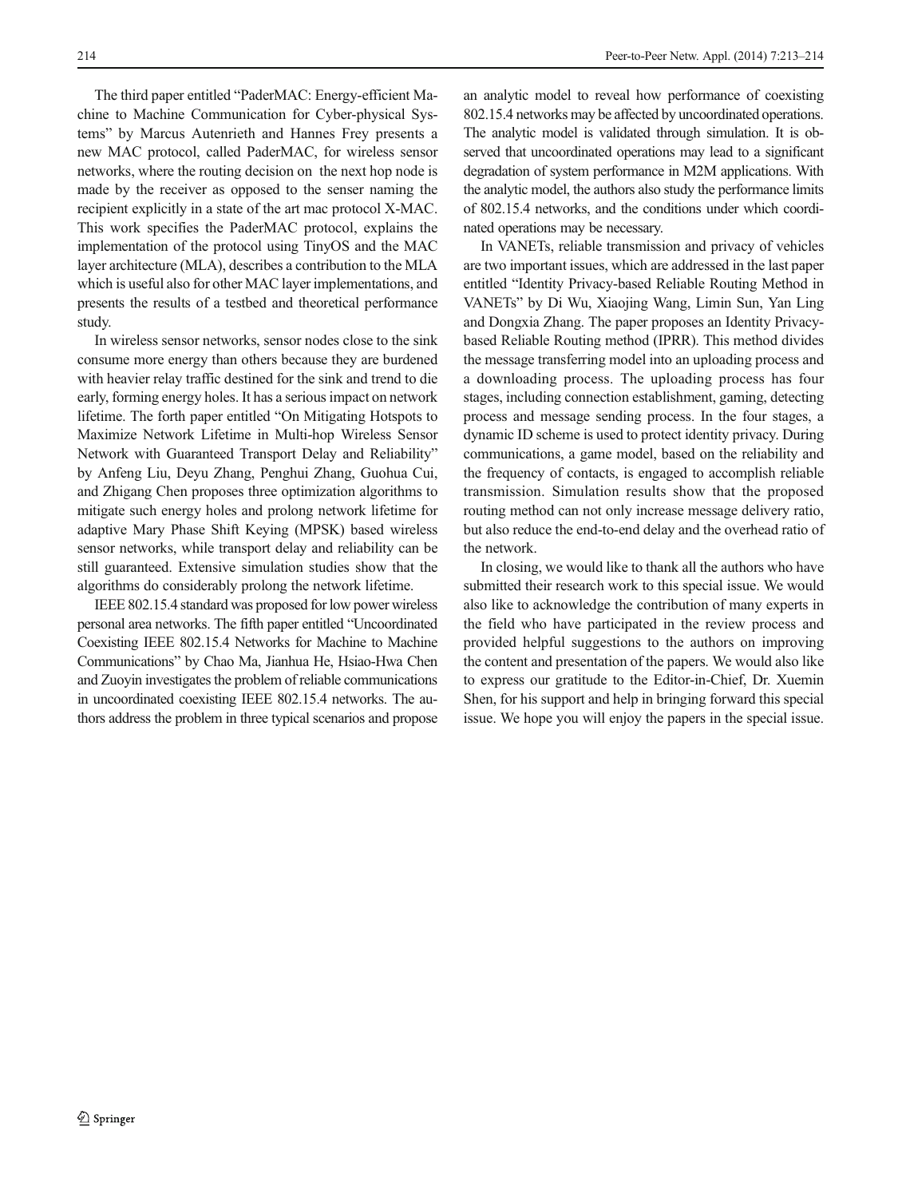The third paper entitled "PaderMAC: Energy-efficient Machine to Machine Communication for Cyber-physical Systems" by Marcus Autenrieth and Hannes Frey presents a new MAC protocol, called PaderMAC, for wireless sensor networks, where the routing decision on the next hop node is made by the receiver as opposed to the senser naming the recipient explicitly in a state of the art mac protocol X-MAC. This work specifies the PaderMAC protocol, explains the implementation of the protocol using TinyOS and the MAC layer architecture (MLA), describes a contribution to the MLA which is useful also for other MAC layer implementations, and presents the results of a testbed and theoretical performance study.

In wireless sensor networks, sensor nodes close to the sink consume more energy than others because they are burdened with heavier relay traffic destined for the sink and trend to die early, forming energy holes. It has a serious impact on network lifetime. The forth paper entitled "On Mitigating Hotspots to Maximize Network Lifetime in Multi-hop Wireless Sensor Network with Guaranteed Transport Delay and Reliability" by Anfeng Liu, Deyu Zhang, Penghui Zhang, Guohua Cui, and Zhigang Chen proposes three optimization algorithms to mitigate such energy holes and prolong network lifetime for adaptive Mary Phase Shift Keying (MPSK) based wireless sensor networks, while transport delay and reliability can be still guaranteed. Extensive simulation studies show that the algorithms do considerably prolong the network lifetime.

IEEE 802.15.4 standard was proposed for low power wireless personal area networks. The fifth paper entitled "Uncoordinated Coexisting IEEE 802.15.4 Networks for Machine to Machine Communications" by Chao Ma, Jianhua He, Hsiao-Hwa Chen and Zuoyin investigates the problem of reliable communications in uncoordinated coexisting IEEE 802.15.4 networks. The authors address the problem in three typical scenarios and propose an analytic model to reveal how performance of coexisting 802.15.4 networks may be affected by uncoordinated operations. The analytic model is validated through simulation. It is observed that uncoordinated operations may lead to a significant degradation of system performance in M2M applications. With the analytic model, the authors also study the performance limits of 802.15.4 networks, and the conditions under which coordinated operations may be necessary.

In VANETs, reliable transmission and privacy of vehicles are two important issues, which are addressed in the last paper entitled "Identity Privacy-based Reliable Routing Method in VANETs" by Di Wu, Xiaojing Wang, Limin Sun, Yan Ling and Dongxia Zhang. The paper proposes an Identity Privacy-based Reliable Routing method (IPRR). This method divides the message transferring model into an uploading process and a downloading process. The uploading process has four stages, including connection establishment, gaming, detecting process and message sending process. In the four stages, a dynamic ID scheme is used to protect identity privacy. During communications, a game model, based on the reliability and the frequency of contacts, is engaged to accomplish reliable transmission. Simulation results show that the proposed routing method can not only increase message delivery ratio, but also reduce the end-to-end delay and the overhead ratio of the network.

In closing, we would like to thank all the authors who have submitted their research work to this special issue. We would also like to acknowledge the contribution of many experts in the field who have participated in the review process and provided helpful suggestions to the authors on improving the content and presentation of the papers. We would also like to express our gratitude to the Editor-in-Chief, Dr. Xuemin Shen, for his support and help in bringing forward this special issue. We hope you will enjoy the papers in the special issue.